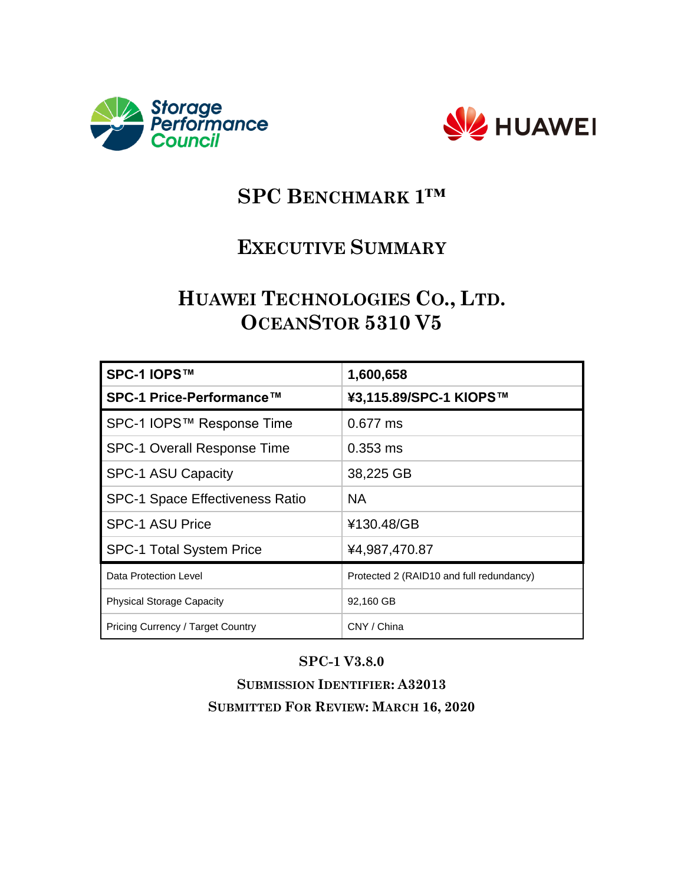# SPC Benchmark 1™

# Executive Summary

# Huawei Technologies Co., Ltd.
# OceanStor 5310 V5

| **SPC-1 IOPS™** | **1,600,658** |
|---|---|
| **SPC-1 Price-Performance™** | **¥3,115.89/SPC-1 KIOPS™** |
| SPC-1 IOPS™ Response Time | 0.677 ms |
| SPC-1 Overall Response Time | 0.353 ms |
| SPC-1 ASU Capacity | 38,225 GB |
| SPC-1 Space Effectiveness Ratio | NA |
| SPC-1 ASU Price | ¥130.48/GB |
| SPC-1 Total System Price | ¥4,987,470.87 |
| Data Protection Level | Protected 2 (RAID10 and full redundancy) |
| Physical Storage Capacity | 92,160 GB |
| Pricing Currency / Target Country | CNY / China |

**SPC-1 V3.8.0**

**Submission Identifier: A32013**

**Submitted For Review: March 16, 2020**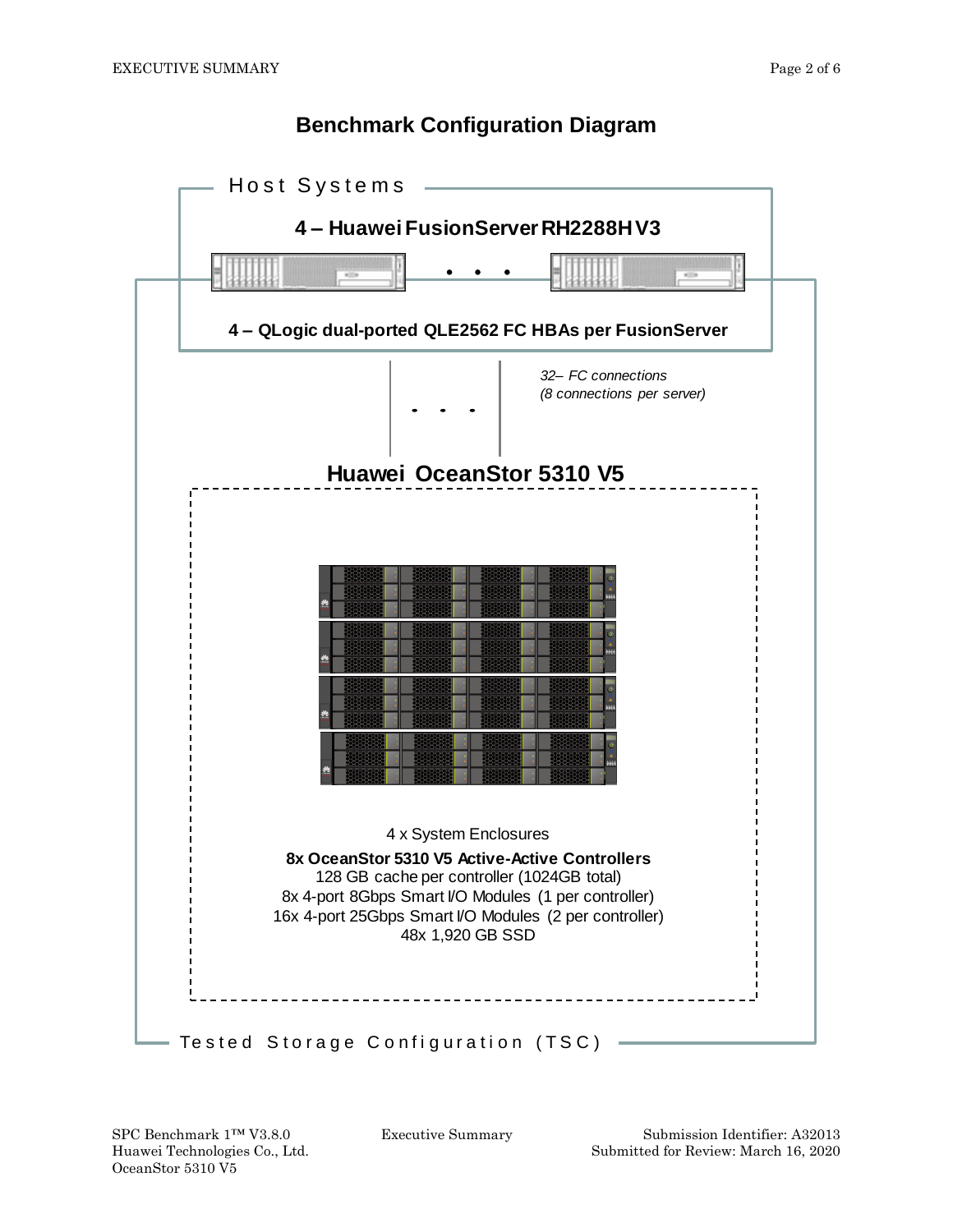## Benchmark Configuration Diagram

Host Systems

**4 – Huawei FusionServer RH2288H V3**

**4 – QLogic dual-ported QLE2562 FC HBAs per FusionServer**

*32– FC connections*
*(8 connections per server)*

**Huawei OceanStor 5310 V5**

4 x System Enclosures

**8x OceanStor 5310 V5 Active-Active Controllers**
128 GB cache per controller (1024GB total)
8x 4-port 8Gbps Smart I/O Modules (1 per controller)
16x 4-port 25Gbps Smart I/O Modules (2 per controller)
48x 1,920 GB SSD

Tested Storage Configuration (TSC)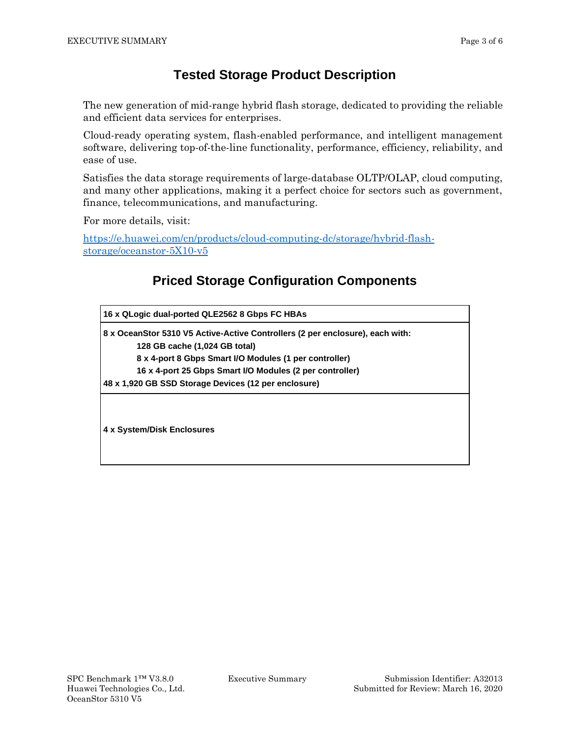## Tested Storage Product Description

The new generation of mid-range hybrid flash storage, dedicated to providing the reliable and efficient data services for enterprises.

Cloud-ready operating system, flash-enabled performance, and intelligent management software, delivering top-of-the-line functionality, performance, efficiency, reliability, and ease of use.

Satisfies the data storage requirements of large-database OLTP/OLAP, cloud computing, and many other applications, making it a perfect choice for sectors such as government, finance, telecommunications, and manufacturing.

For more details, visit:

[https://e.huawei.com/cn/products/cloud-computing-dc/storage/hybrid-flash-storage/oceanstor-5X10-v5](https://e.huawei.com/cn/products/cloud-computing-dc/storage/hybrid-flash-storage/oceanstor-5X10-v5)

## Priced Storage Configuration Components

| |
|---|
| **16 x QLogic dual-ported QLE2562 8 Gbps FC HBAs** |
| **8 x OceanStor 5310 V5 Active-Active Controllers (2 per enclosure), each with:**<br>&nbsp;&nbsp;&nbsp;&nbsp;**128 GB cache (1,024 GB total)**<br>&nbsp;&nbsp;&nbsp;&nbsp;**8 x 4-port 8 Gbps Smart I/O Modules (1 per controller)**<br>&nbsp;&nbsp;&nbsp;&nbsp;**16 x 4-port 25 Gbps Smart I/O Modules (2 per controller)**<br>**48 x 1,920 GB SSD Storage Devices (12 per enclosure)** |
| **4 x System/Disk Enclosures** |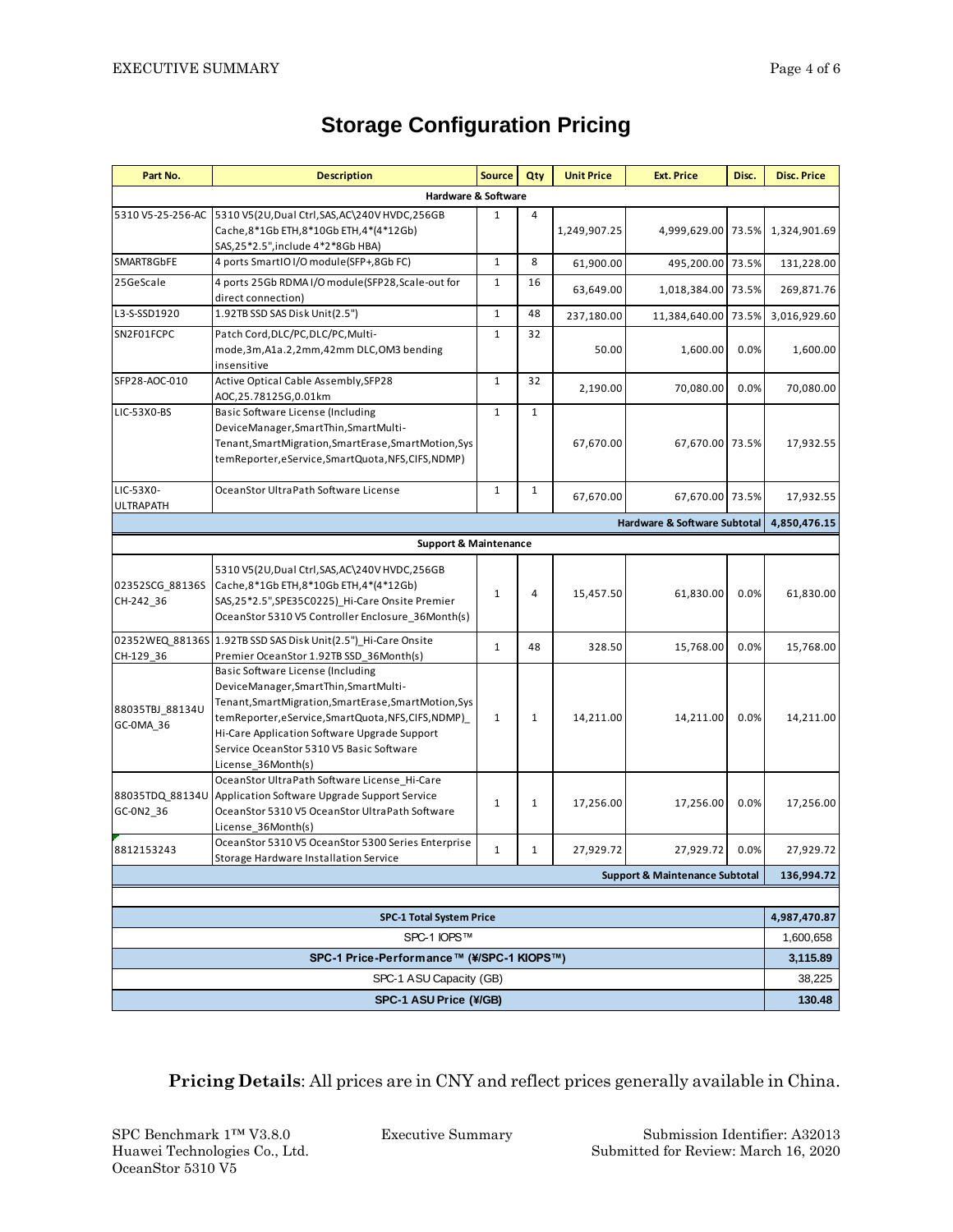# Storage Configuration Pricing

| Part No. | Description | Source | Qty | Unit Price | Ext. Price | Disc. | Disc. Price |
|---|---|---|---|---|---|---|---|
| **Hardware & Software** | | | | | | | |
| 5310 V5-25-256-AC | 5310 V5(2U,Dual Ctrl,SAS,AC\240V HVDC,256GB Cache,8*1Gb ETH,8*10Gb ETH,4*(4*12Gb) SAS,25*2.5",include 4*2*8Gb HBA) | 1 | 4 | 1,249,907.25 | 4,999,629.00 | 73.5% | 1,324,901.69 |
| SMART8GbFE | 4 ports SmartIO I/O module(SFP+,8Gb FC) | 1 | 8 | 61,900.00 | 495,200.00 | 73.5% | 131,228.00 |
| 25GeScale | 4 ports 25Gb RDMA I/O module(SFP28,Scale-out for direct connection) | 1 | 16 | 63,649.00 | 1,018,384.00 | 73.5% | 269,871.76 |
| L3-S-SSD1920 | 1.92TB SSD SAS Disk Unit(2.5") | 1 | 48 | 237,180.00 | 11,384,640.00 | 73.5% | 3,016,929.60 |
| SN2F01FCPC | Patch Cord,DLC/PC,DLC/PC,Multi-mode,3m,A1a.2,2mm,42mm DLC,OM3 bending insensitive | 1 | 32 | 50.00 | 1,600.00 | 0.0% | 1,600.00 |
| SFP28-AOC-010 | Active Optical Cable Assembly,SFP28 AOC,25.78125G,0.01km | 1 | 32 | 2,190.00 | 70,080.00 | 0.0% | 70,080.00 |
| LIC-53X0-BS | Basic Software License (Including DeviceManager,SmartThin,SmartMulti-Tenant,SmartMigration,SmartErase,SmartMotion,SystemReporter,eService,SmartQuota,NFS,CIFS,NDMP) | 1 | 1 | 67,670.00 | 67,670.00 | 73.5% | 17,932.55 |
| LIC-53X0-ULTRAPATH | OceanStor UltraPath Software License | 1 | 1 | 67,670.00 | 67,670.00 | 73.5% | 17,932.55 |
| | | | | | **Hardware & Software Subtotal** | | **4,850,476.15** |
| **Support & Maintenance** | | | | | | | |
| 02352SCG_88136SCH-242_36 | 5310 V5(2U,Dual Ctrl,SAS,AC\240V HVDC,256GB Cache,8*1Gb ETH,8*10Gb ETH,4*(4*12Gb) SAS,25*2.5",SPE35C0225)_Hi-Care Onsite Premier OceanStor 5310 V5 Controller Enclosure_36Month(s) | 1 | 4 | 15,457.50 | 61,830.00 | 0.0% | 61,830.00 |
| 02352WEQ_88136SCH-129_36 | 1.92TB SSD SAS Disk Unit(2.5")_Hi-Care Onsite Premier OceanStor 1.92TB SSD_36Month(s) | 1 | 48 | 328.50 | 15,768.00 | 0.0% | 15,768.00 |
| 88035TBJ_88134UGC-0MA_36 | Basic Software License (Including DeviceManager,SmartThin,SmartMulti-Tenant,SmartMigration,SmartErase,SmartMotion,SystemReporter,eService,SmartQuota,NFS,CIFS,NDMP)_ Hi-Care Application Software Upgrade Support Service OceanStor 5310 V5 Basic Software License_36Month(s) | 1 | 1 | 14,211.00 | 14,211.00 | 0.0% | 14,211.00 |
| 88035TDQ_88134UGC-0N2_36 | OceanStor UltraPath Software License_Hi-Care Application Software Upgrade Support Service OceanStor 5310 V5 OceanStor UltraPath Software License_36Month(s) | 1 | 1 | 17,256.00 | 17,256.00 | 0.0% | 17,256.00 |
| 8812153243 | OceanStor 5310 V5 OceanStor 5300 Series Enterprise Storage Hardware Installation Service | 1 | 1 | 27,929.72 | 27,929.72 | 0.0% | 27,929.72 |
| | | | | | **Support & Maintenance Subtotal** | | **136,994.72** |

| | |
|---|---|
| **SPC-1 Total System Price** | **4,987,470.87** |
| SPC-1 IOPS™ | 1,600,658 |
| **SPC-1 Price-Performance™ (¥/SPC-1 KIOPS™)** | **3,115.89** |
| SPC-1 ASU Capacity (GB) | 38,225 |
| **SPC-1 ASU Price (¥/GB)** | **130.48** |

**Pricing Details**: All prices are in CNY and reflect prices generally available in China.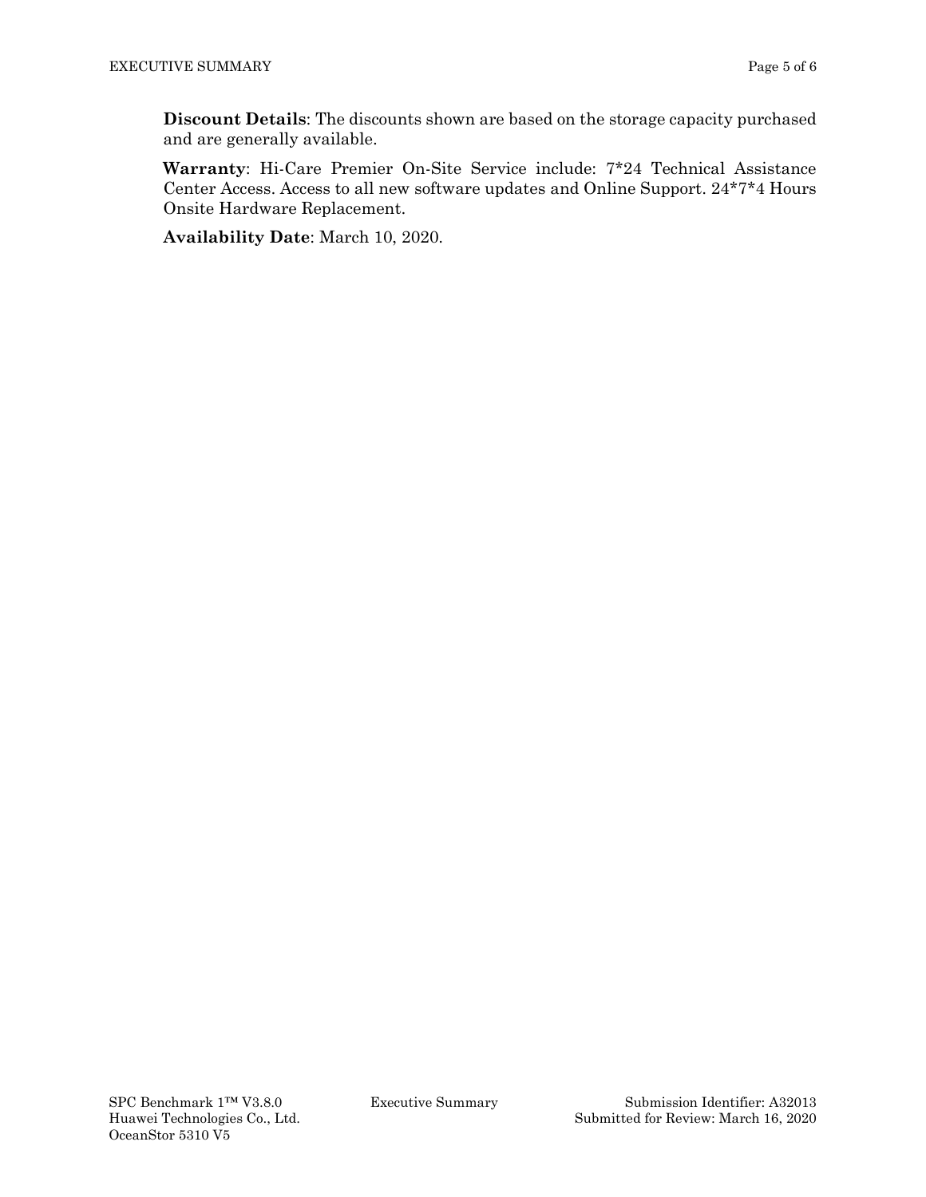**Discount Details**: The discounts shown are based on the storage capacity purchased and are generally available.

**Warranty**: Hi-Care Premier On-Site Service include: 7*24 Technical Assistance Center Access. Access to all new software updates and Online Support. 24*7*4 Hours Onsite Hardware Replacement.

**Availability Date**: March 10, 2020.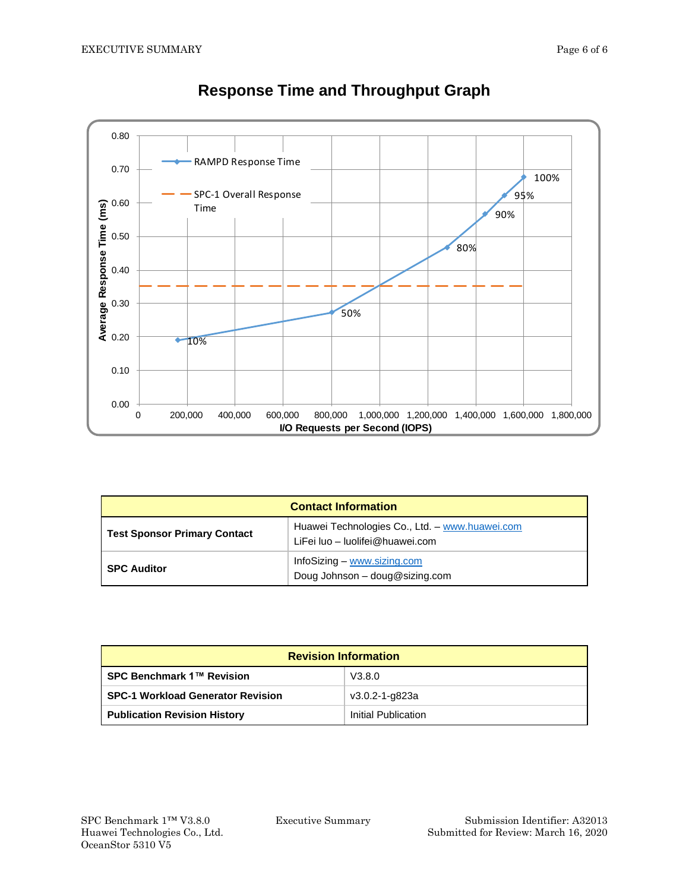# Response Time and Throughput Graph

0.80
0.70
0.60
0.50
0.40
0.30
0.20
0.10
0.00

Average Response Time (ms)

RAMPD Response Time

SPC-1 Overall Response Time

100%
95%
90%
80%
50%
10%

0
200,000
400,000
600,000
800,000
1,000,000
1,200,000
1,400,000
1,600,000
1,800,000

I/O Requests per Second (IOPS)

| Contact Information | |
|---|---|
| **Test Sponsor Primary Contact** | Huawei Technologies Co., Ltd. – [www.huawei.com](http://www.huawei.com)<br>LiFei luo – luolifei@huawei.com |
| **SPC Auditor** | InfoSizing – [www.sizing.com](http://www.sizing.com)<br>Doug Johnson – doug@sizing.com |

| Revision Information | |
|---|---|
| **SPC Benchmark 1™ Revision** | V3.8.0 |
| **SPC-1 Workload Generator Revision** | v3.0.2-1-g823a |
| **Publication Revision History** | Initial Publication |